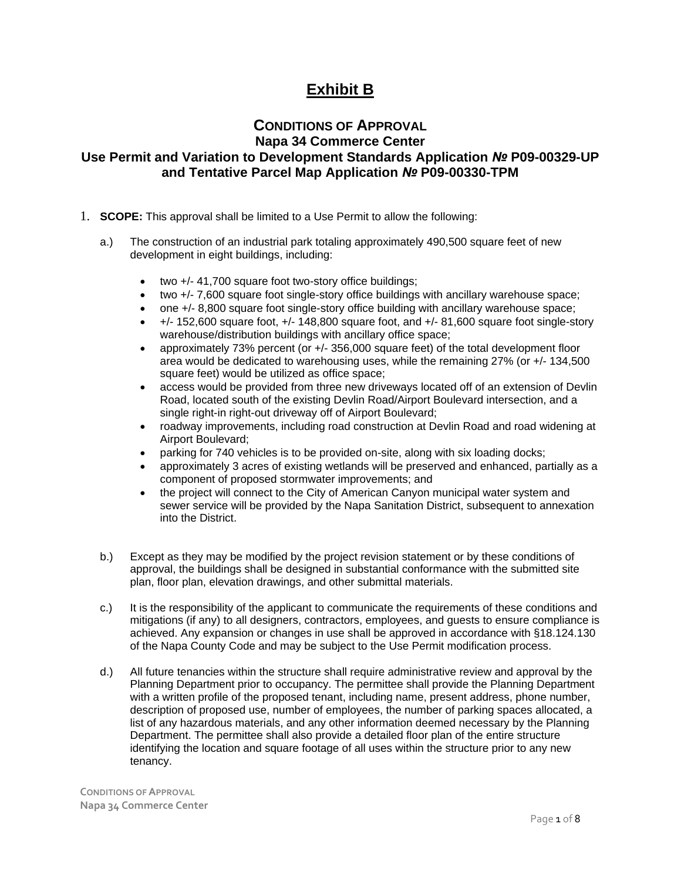# Exhibit B

## CONDITIONS OF APPROVAL

### Napa 34 Commerce Center

### Use Permit and Variation to Development Standards Application № P09-00329-UP and Tentative Parcel Map Application № P09-00330-TPM

1. **SCOPE:** This approval shall be limited to a Use Permit to allow the following:

   a.) The construction of an industrial park totaling approximately 490,500 square feet of new development in eight buildings, including:

   - two +/- 41,700 square foot two-story office buildings;
   - two +/- 7,600 square foot single-story office buildings with ancillary warehouse space;
   - one +/- 8,800 square foot single-story office building with ancillary warehouse space;
   - +/- 152,600 square foot, +/- 148,800 square foot, and +/- 81,600 square foot single-story warehouse/distribution buildings with ancillary office space;
   - approximately 73% percent (or +/- 356,000 square feet) of the total development floor area would be dedicated to warehousing uses, while the remaining 27% (or +/- 134,500 square feet) would be utilized as office space;
   - access would be provided from three new driveways located off of an extension of Devlin Road, located south of the existing Devlin Road/Airport Boulevard intersection, and a single right-in right-out driveway off of Airport Boulevard;
   - roadway improvements, including road construction at Devlin Road and road widening at Airport Boulevard;
   - parking for 740 vehicles is to be provided on-site, along with six loading docks;
   - approximately 3 acres of existing wetlands will be preserved and enhanced, partially as a component of proposed stormwater improvements; and
   - the project will connect to the City of American Canyon municipal water system and sewer service will be provided by the Napa Sanitation District, subsequent to annexation into the District.

   b.) Except as they may be modified by the project revision statement or by these conditions of approval, the buildings shall be designed in substantial conformance with the submitted site plan, floor plan, elevation drawings, and other submittal materials.

   c.) It is the responsibility of the applicant to communicate the requirements of these conditions and mitigations (if any) to all designers, contractors, employees, and guests to ensure compliance is achieved. Any expansion or changes in use shall be approved in accordance with §18.124.130 of the Napa County Code and may be subject to the Use Permit modification process.

   d.) All future tenancies within the structure shall require administrative review and approval by the Planning Department prior to occupancy. The permittee shall provide the Planning Department with a written profile of the proposed tenant, including name, present address, phone number, description of proposed use, number of employees, the number of parking spaces allocated, a list of any hazardous materials, and any other information deemed necessary by the Planning Department. The permittee shall also provide a detailed floor plan of the entire structure identifying the location and square footage of all uses within the structure prior to any new tenancy.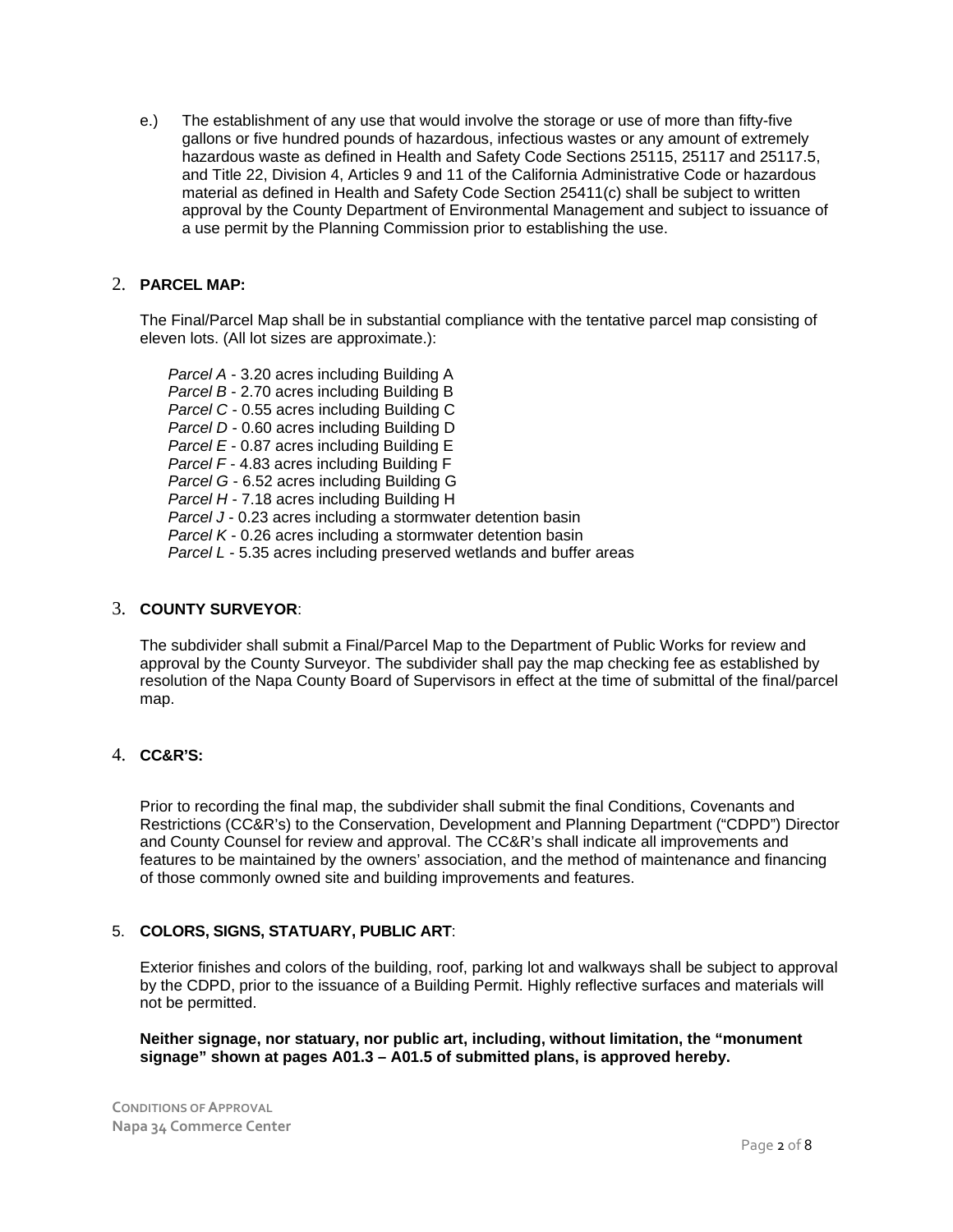e.) The establishment of any use that would involve the storage or use of more than fifty-five gallons or five hundred pounds of hazardous, infectious wastes or any amount of extremely hazardous waste as defined in Health and Safety Code Sections 25115, 25117 and 25117.5, and Title 22, Division 4, Articles 9 and 11 of the California Administrative Code or hazardous material as defined in Health and Safety Code Section 25411(c) shall be subject to written approval by the County Department of Environmental Management and subject to issuance of a use permit by the Planning Commission prior to establishing the use.

2. **PARCEL MAP:**

The Final/Parcel Map shall be in substantial compliance with the tentative parcel map consisting of eleven lots. (All lot sizes are approximate.):

*Parcel A* - 3.20 acres including Building A
*Parcel B* - 2.70 acres including Building B
*Parcel C* - 0.55 acres including Building C
*Parcel D* - 0.60 acres including Building D
*Parcel E* - 0.87 acres including Building E
*Parcel F* - 4.83 acres including Building F
*Parcel G* - 6.52 acres including Building G
*Parcel H* - 7.18 acres including Building H
*Parcel J* - 0.23 acres including a stormwater detention basin
*Parcel K* - 0.26 acres including a stormwater detention basin
*Parcel L* - 5.35 acres including preserved wetlands and buffer areas

3. **COUNTY SURVEYOR**:

The subdivider shall submit a Final/Parcel Map to the Department of Public Works for review and approval by the County Surveyor. The subdivider shall pay the map checking fee as established by resolution of the Napa County Board of Supervisors in effect at the time of submittal of the final/parcel map.

4. **CC&R'S:**

Prior to recording the final map, the subdivider shall submit the final Conditions, Covenants and Restrictions (CC&R's) to the Conservation, Development and Planning Department ("CDPD") Director and County Counsel for review and approval. The CC&R's shall indicate all improvements and features to be maintained by the owners' association, and the method of maintenance and financing of those commonly owned site and building improvements and features.

5. **COLORS, SIGNS, STATUARY, PUBLIC ART**:

Exterior finishes and colors of the building, roof, parking lot and walkways shall be subject to approval by the CDPD, prior to the issuance of a Building Permit. Highly reflective surfaces and materials will not be permitted.

**Neither signage, nor statuary, nor public art, including, without limitation, the "monument signage" shown at pages A01.3 – A01.5 of submitted plans, is approved hereby.**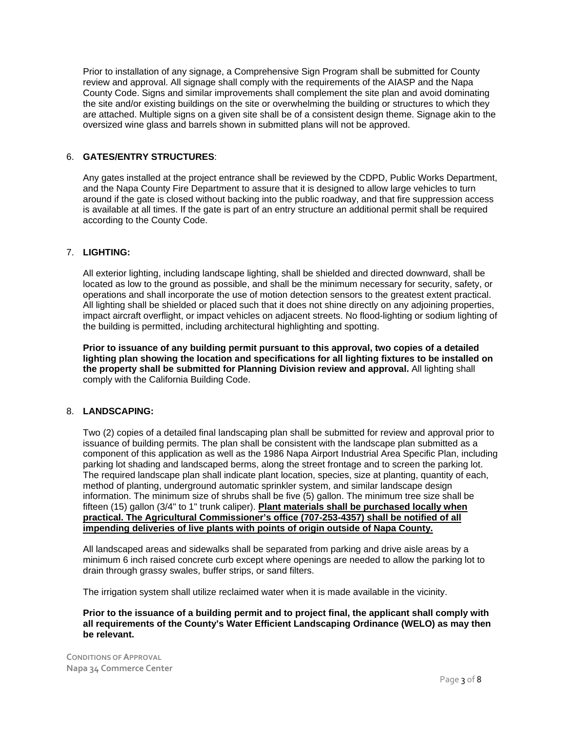Prior to installation of any signage, a Comprehensive Sign Program shall be submitted for County review and approval. All signage shall comply with the requirements of the AIASP and the Napa County Code. Signs and similar improvements shall complement the site plan and avoid dominating the site and/or existing buildings on the site or overwhelming the building or structures to which they are attached. Multiple signs on a given site shall be of a consistent design theme. Signage akin to the oversized wine glass and barrels shown in submitted plans will not be approved.

6. **GATES/ENTRY STRUCTURES**:

   Any gates installed at the project entrance shall be reviewed by the CDPD, Public Works Department, and the Napa County Fire Department to assure that it is designed to allow large vehicles to turn around if the gate is closed without backing into the public roadway, and that fire suppression access is available at all times. If the gate is part of an entry structure an additional permit shall be required according to the County Code.

7. **LIGHTING:**

   All exterior lighting, including landscape lighting, shall be shielded and directed downward, shall be located as low to the ground as possible, and shall be the minimum necessary for security, safety, or operations and shall incorporate the use of motion detection sensors to the greatest extent practical. All lighting shall be shielded or placed such that it does not shine directly on any adjoining properties, impact aircraft overflight, or impact vehicles on adjacent streets. No flood-lighting or sodium lighting of the building is permitted, including architectural highlighting and spotting.

   **Prior to issuance of any building permit pursuant to this approval, two copies of a detailed lighting plan showing the location and specifications for all lighting fixtures to be installed on the property shall be submitted for Planning Division review and approval.** All lighting shall comply with the California Building Code.

8. **LANDSCAPING:**

   Two (2) copies of a detailed final landscaping plan shall be submitted for review and approval prior to issuance of building permits. The plan shall be consistent with the landscape plan submitted as a component of this application as well as the 1986 Napa Airport Industrial Area Specific Plan, including parking lot shading and landscaped berms, along the street frontage and to screen the parking lot. The required landscape plan shall indicate plant location, species, size at planting, quantity of each, method of planting, underground automatic sprinkler system, and similar landscape design information. The minimum size of shrubs shall be five (5) gallon. The minimum tree size shall be fifteen (15) gallon (3/4" to 1" trunk caliper). **<u>Plant materials shall be purchased locally when practical. The Agricultural Commissioner's office (707-253-4357) shall be notified of all impending deliveries of live plants with points of origin outside of Napa County.</u>**

   All landscaped areas and sidewalks shall be separated from parking and drive aisle areas by a minimum 6 inch raised concrete curb except where openings are needed to allow the parking lot to drain through grassy swales, buffer strips, or sand filters.

   The irrigation system shall utilize reclaimed water when it is made available in the vicinity.

   **Prior to the issuance of a building permit and to project final, the applicant shall comply with all requirements of the County's Water Efficient Landscaping Ordinance (WELO) as may then be relevant.**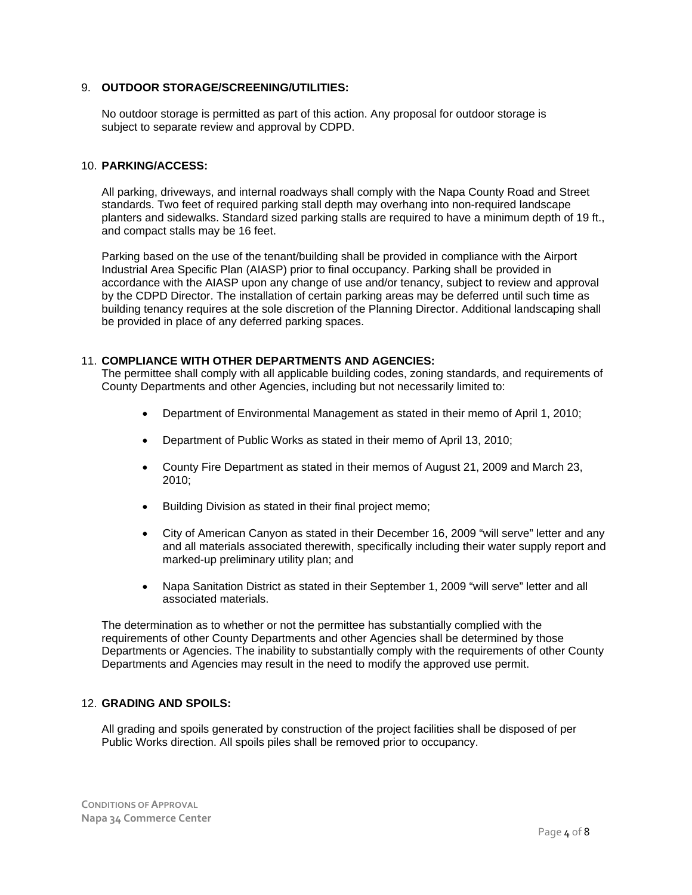9. **OUTDOOR STORAGE/SCREENING/UTILITIES:**

   No outdoor storage is permitted as part of this action. Any proposal for outdoor storage is subject to separate review and approval by CDPD.

10. **PARKING/ACCESS:**

    All parking, driveways, and internal roadways shall comply with the Napa County Road and Street standards. Two feet of required parking stall depth may overhang into non-required landscape planters and sidewalks. Standard sized parking stalls are required to have a minimum depth of 19 ft., and compact stalls may be 16 feet.

    Parking based on the use of the tenant/building shall be provided in compliance with the Airport Industrial Area Specific Plan (AIASP) prior to final occupancy. Parking shall be provided in accordance with the AIASP upon any change of use and/or tenancy, subject to review and approval by the CDPD Director. The installation of certain parking areas may be deferred until such time as building tenancy requires at the sole discretion of the Planning Director. Additional landscaping shall be provided in place of any deferred parking spaces.

11. **COMPLIANCE WITH OTHER DEPARTMENTS AND AGENCIES:**
    The permittee shall comply with all applicable building codes, zoning standards, and requirements of County Departments and other Agencies, including but not necessarily limited to:

    - Department of Environmental Management as stated in their memo of April 1, 2010;
    - Department of Public Works as stated in their memo of April 13, 2010;
    - County Fire Department as stated in their memos of August 21, 2009 and March 23, 2010;
    - Building Division as stated in their final project memo;
    - City of American Canyon as stated in their December 16, 2009 "will serve" letter and any and all materials associated therewith, specifically including their water supply report and marked-up preliminary utility plan; and
    - Napa Sanitation District as stated in their September 1, 2009 "will serve" letter and all associated materials.

    The determination as to whether or not the permittee has substantially complied with the requirements of other County Departments and other Agencies shall be determined by those Departments or Agencies. The inability to substantially comply with the requirements of other County Departments and Agencies may result in the need to modify the approved use permit.

12. **GRADING AND SPOILS:**

    All grading and spoils generated by construction of the project facilities shall be disposed of per Public Works direction. All spoils piles shall be removed prior to occupancy.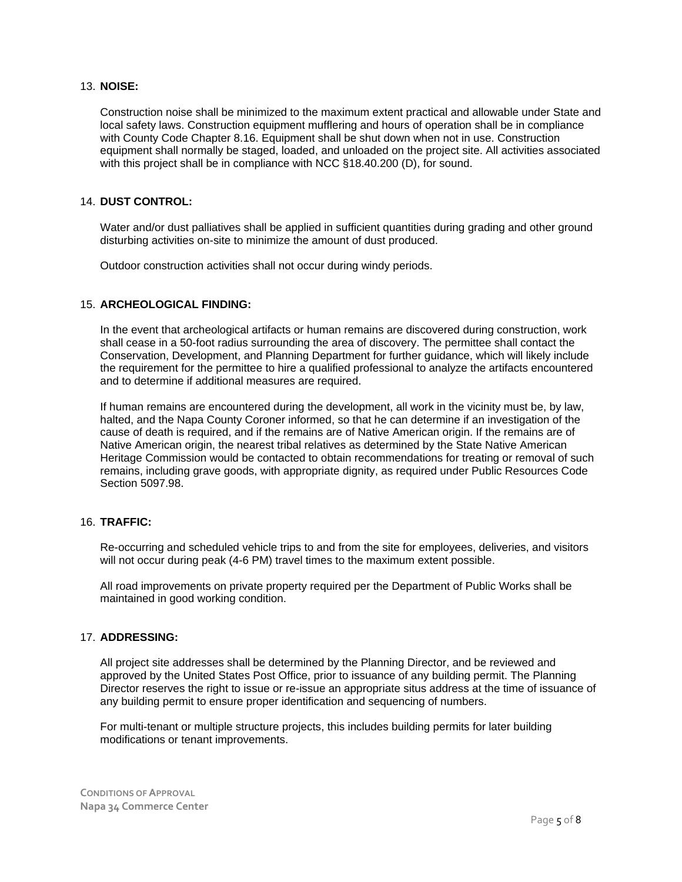13. **NOISE:**

    Construction noise shall be minimized to the maximum extent practical and allowable under State and local safety laws. Construction equipment mufflering and hours of operation shall be in compliance with County Code Chapter 8.16. Equipment shall be shut down when not in use. Construction equipment shall normally be staged, loaded, and unloaded on the project site. All activities associated with this project shall be in compliance with NCC §18.40.200 (D), for sound.

14. **DUST CONTROL:**

    Water and/or dust palliatives shall be applied in sufficient quantities during grading and other ground disturbing activities on-site to minimize the amount of dust produced.

    Outdoor construction activities shall not occur during windy periods.

15. **ARCHEOLOGICAL FINDING:**

    In the event that archeological artifacts or human remains are discovered during construction, work shall cease in a 50-foot radius surrounding the area of discovery. The permittee shall contact the Conservation, Development, and Planning Department for further guidance, which will likely include the requirement for the permittee to hire a qualified professional to analyze the artifacts encountered and to determine if additional measures are required.

    If human remains are encountered during the development, all work in the vicinity must be, by law, halted, and the Napa County Coroner informed, so that he can determine if an investigation of the cause of death is required, and if the remains are of Native American origin. If the remains are of Native American origin, the nearest tribal relatives as determined by the State Native American Heritage Commission would be contacted to obtain recommendations for treating or removal of such remains, including grave goods, with appropriate dignity, as required under Public Resources Code Section 5097.98.

16. **TRAFFIC:**

    Re-occurring and scheduled vehicle trips to and from the site for employees, deliveries, and visitors will not occur during peak (4-6 PM) travel times to the maximum extent possible.

    All road improvements on private property required per the Department of Public Works shall be maintained in good working condition.

17. **ADDRESSING:**

    All project site addresses shall be determined by the Planning Director, and be reviewed and approved by the United States Post Office, prior to issuance of any building permit. The Planning Director reserves the right to issue or re-issue an appropriate situs address at the time of issuance of any building permit to ensure proper identification and sequencing of numbers.

    For multi-tenant or multiple structure projects, this includes building permits for later building modifications or tenant improvements.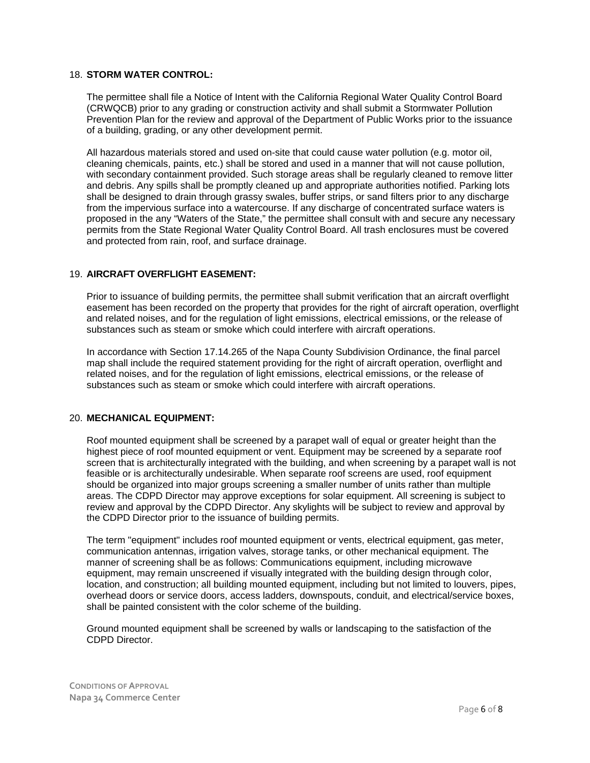18. **STORM WATER CONTROL:**

The permittee shall file a Notice of Intent with the California Regional Water Quality Control Board (CRWQCB) prior to any grading or construction activity and shall submit a Stormwater Pollution Prevention Plan for the review and approval of the Department of Public Works prior to the issuance of a building, grading, or any other development permit.

All hazardous materials stored and used on-site that could cause water pollution (e.g. motor oil, cleaning chemicals, paints, etc.) shall be stored and used in a manner that will not cause pollution, with secondary containment provided. Such storage areas shall be regularly cleaned to remove litter and debris. Any spills shall be promptly cleaned up and appropriate authorities notified. Parking lots shall be designed to drain through grassy swales, buffer strips, or sand filters prior to any discharge from the impervious surface into a watercourse. If any discharge of concentrated surface waters is proposed in the any "Waters of the State," the permittee shall consult with and secure any necessary permits from the State Regional Water Quality Control Board. All trash enclosures must be covered and protected from rain, roof, and surface drainage.

19. **AIRCRAFT OVERFLIGHT EASEMENT:**

Prior to issuance of building permits, the permittee shall submit verification that an aircraft overflight easement has been recorded on the property that provides for the right of aircraft operation, overflight and related noises, and for the regulation of light emissions, electrical emissions, or the release of substances such as steam or smoke which could interfere with aircraft operations.

In accordance with Section 17.14.265 of the Napa County Subdivision Ordinance, the final parcel map shall include the required statement providing for the right of aircraft operation, overflight and related noises, and for the regulation of light emissions, electrical emissions, or the release of substances such as steam or smoke which could interfere with aircraft operations.

20. **MECHANICAL EQUIPMENT:**

Roof mounted equipment shall be screened by a parapet wall of equal or greater height than the highest piece of roof mounted equipment or vent. Equipment may be screened by a separate roof screen that is architecturally integrated with the building, and when screening by a parapet wall is not feasible or is architecturally undesirable. When separate roof screens are used, roof equipment should be organized into major groups screening a smaller number of units rather than multiple areas. The CDPD Director may approve exceptions for solar equipment. All screening is subject to review and approval by the CDPD Director. Any skylights will be subject to review and approval by the CDPD Director prior to the issuance of building permits.

The term "equipment" includes roof mounted equipment or vents, electrical equipment, gas meter, communication antennas, irrigation valves, storage tanks, or other mechanical equipment. The manner of screening shall be as follows: Communications equipment, including microwave equipment, may remain unscreened if visually integrated with the building design through color, location, and construction; all building mounted equipment, including but not limited to louvers, pipes, overhead doors or service doors, access ladders, downspouts, conduit, and electrical/service boxes, shall be painted consistent with the color scheme of the building.

Ground mounted equipment shall be screened by walls or landscaping to the satisfaction of the CDPD Director.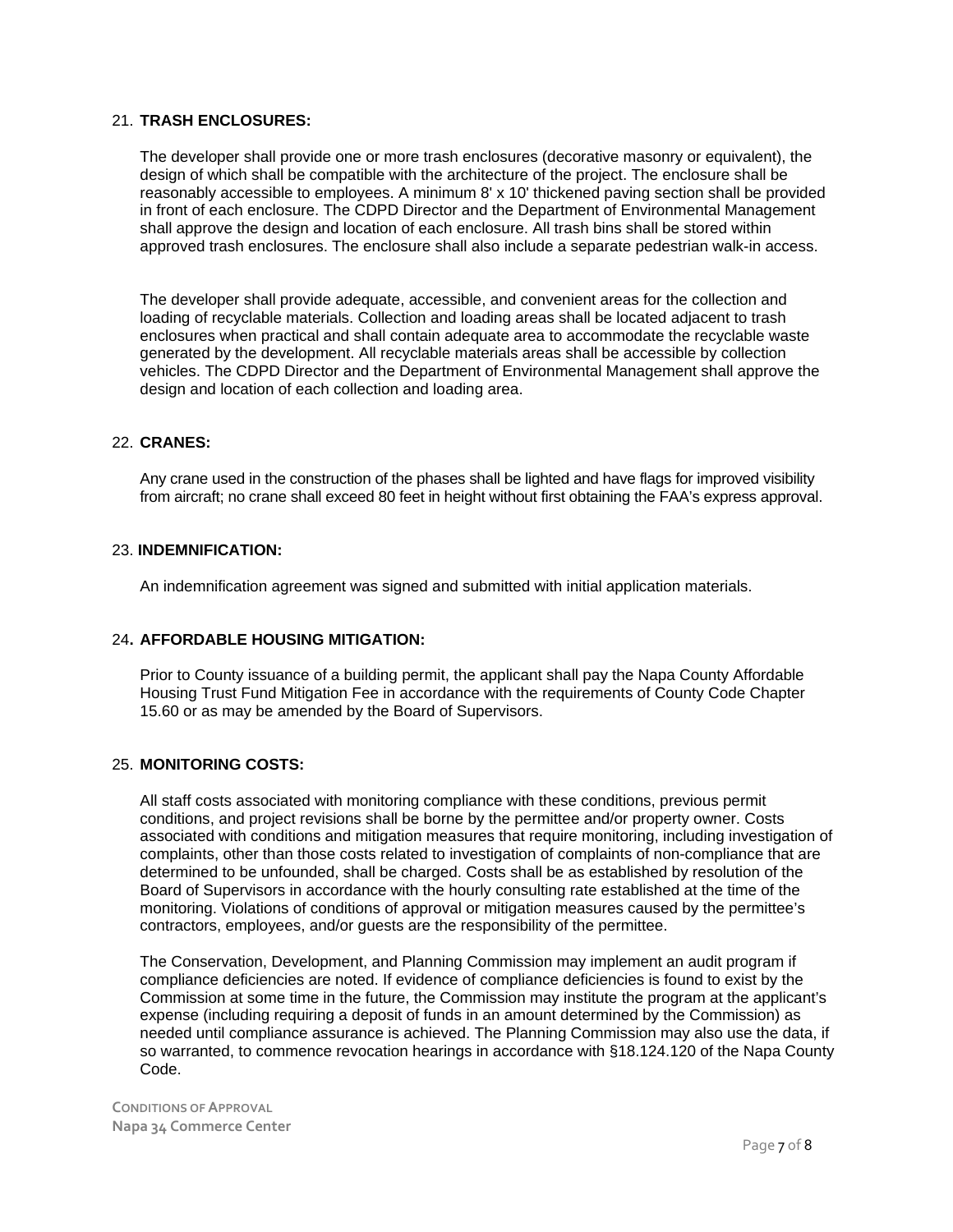21. **TRASH ENCLOSURES:**

    The developer shall provide one or more trash enclosures (decorative masonry or equivalent), the design of which shall be compatible with the architecture of the project. The enclosure shall be reasonably accessible to employees. A minimum 8' x 10' thickened paving section shall be provided in front of each enclosure. The CDPD Director and the Department of Environmental Management shall approve the design and location of each enclosure. All trash bins shall be stored within approved trash enclosures. The enclosure shall also include a separate pedestrian walk-in access.

    The developer shall provide adequate, accessible, and convenient areas for the collection and loading of recyclable materials. Collection and loading areas shall be located adjacent to trash enclosures when practical and shall contain adequate area to accommodate the recyclable waste generated by the development. All recyclable materials areas shall be accessible by collection vehicles. The CDPD Director and the Department of Environmental Management shall approve the design and location of each collection and loading area.

22. **CRANES:**

    Any crane used in the construction of the phases shall be lighted and have flags for improved visibility from aircraft; no crane shall exceed 80 feet in height without first obtaining the FAA's express approval.

23. **INDEMNIFICATION:**

    An indemnification agreement was signed and submitted with initial application materials.

24. **AFFORDABLE HOUSING MITIGATION:**

    Prior to County issuance of a building permit, the applicant shall pay the Napa County Affordable Housing Trust Fund Mitigation Fee in accordance with the requirements of County Code Chapter 15.60 or as may be amended by the Board of Supervisors.

25. **MONITORING COSTS:**

    All staff costs associated with monitoring compliance with these conditions, previous permit conditions, and project revisions shall be borne by the permittee and/or property owner. Costs associated with conditions and mitigation measures that require monitoring, including investigation of complaints, other than those costs related to investigation of complaints of non-compliance that are determined to be unfounded, shall be charged. Costs shall be as established by resolution of the Board of Supervisors in accordance with the hourly consulting rate established at the time of the monitoring. Violations of conditions of approval or mitigation measures caused by the permittee's contractors, employees, and/or guests are the responsibility of the permittee.

    The Conservation, Development, and Planning Commission may implement an audit program if compliance deficiencies are noted. If evidence of compliance deficiencies is found to exist by the Commission at some time in the future, the Commission may institute the program at the applicant's expense (including requiring a deposit of funds in an amount determined by the Commission) as needed until compliance assurance is achieved. The Planning Commission may also use the data, if so warranted, to commence revocation hearings in accordance with §18.124.120 of the Napa County Code.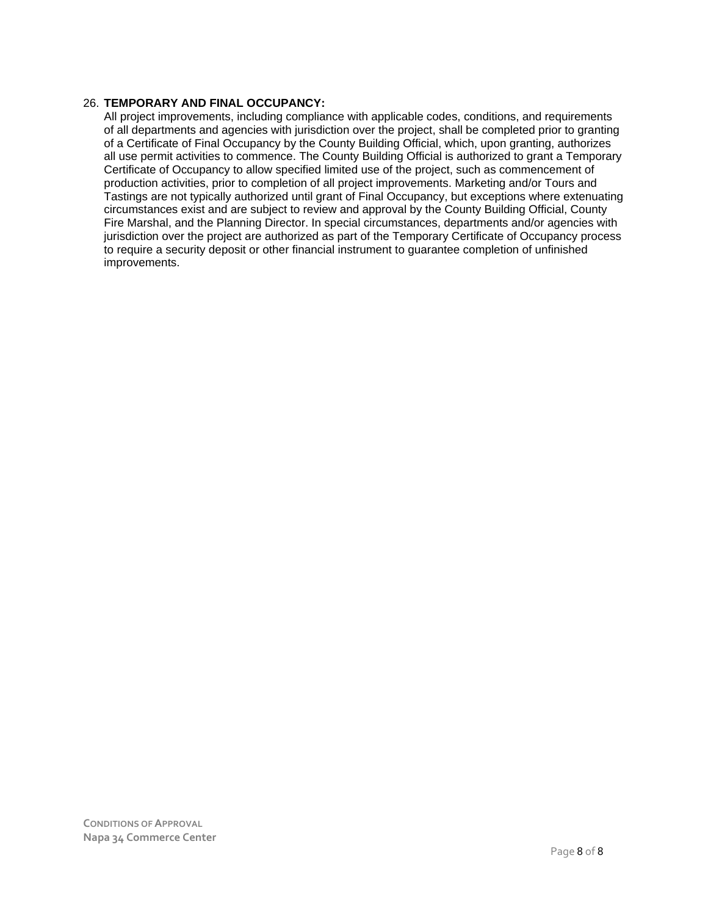26. **TEMPORARY AND FINAL OCCUPANCY:**
All project improvements, including compliance with applicable codes, conditions, and requirements of all departments and agencies with jurisdiction over the project, shall be completed prior to granting of a Certificate of Final Occupancy by the County Building Official, which, upon granting, authorizes all use permit activities to commence. The County Building Official is authorized to grant a Temporary Certificate of Occupancy to allow specified limited use of the project, such as commencement of production activities, prior to completion of all project improvements. Marketing and/or Tours and Tastings are not typically authorized until grant of Final Occupancy, but exceptions where extenuating circumstances exist and are subject to review and approval by the County Building Official, County Fire Marshal, and the Planning Director. In special circumstances, departments and/or agencies with jurisdiction over the project are authorized as part of the Temporary Certificate of Occupancy process to require a security deposit or other financial instrument to guarantee completion of unfinished improvements.